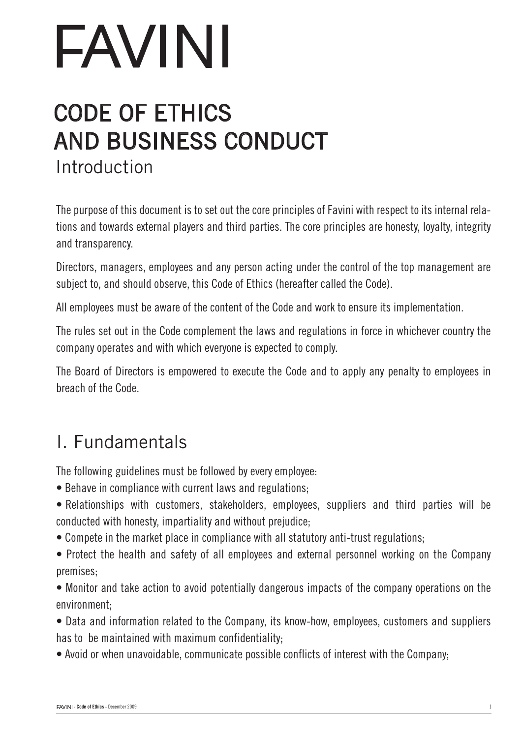# FAVINI

## CODE OF ETHICS AND BUSINESS CONDUCT

## Introduction

The purpose of this document is to set out the core principles of Favini with respect to its internal relations and towards external players and third parties. The core principles are honesty, loyalty, integrity and transparency.

Directors, managers, employees and any person acting under the control of the top management are subject to, and should observe, this Code of Ethics (hereafter called the Code).

All employees must be aware of the content of the Code and work to ensure its implementation.

The rules set out in the Code complement the laws and regulations in force in whichever country the company operates and with which everyone is expected to comply.

The Board of Directors is empowered to execute the Code and to apply any penalty to employees in breach of the Code.

## I. Fundamentals

The following guidelines must be followed by every employee:

- Behave in compliance with current laws and regulations;
- Relationships with customers, stakeholders, employees, suppliers and third parties will be conducted with honesty, impartiality and without prejudice;
- Compete in the market place in compliance with all statutory anti-trust regulations;
- Protect the health and safety of all employees and external personnel working on the Company premises;
- Monitor and take action to avoid potentially dangerous impacts of the company operations on the environment;
- Data and information related to the Company, its know-how, employees, customers and suppliers has to be maintained with maximum confidentiality;
- Avoid or when unavoidable, communicate possible conflicts of interest with the Company;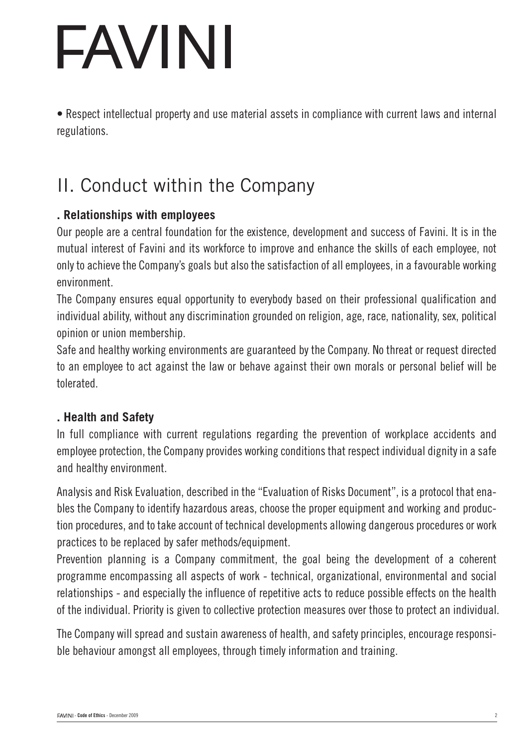• Respect intellectual property and use material assets in compliance with current laws and internal regulations.

## II. Conduct within the Company

### . Relationships with employees

Our people are a central foundation for the existence, development and success of Favini. It is in the mutual interest of Favini and its workforce to improve and enhance the skills of each employee, not only to achieve the Company's goals but also the satisfaction of all employees, in a favourable working environment.

The Company ensures equal opportunity to everybody based on their professional qualification and individual ability, without any discrimination grounded on religion, age, race, nationality, sex, political opinion or union membership.

Safe and healthy working environments are guaranteed by the Company. No threat or request directed to an employee to act against the law or behave against their own morals or personal belief will be tolerated.

### . Health and Safety

In full compliance with current regulations regarding the prevention of workplace accidents and employee protection, the Company provides working conditions that respect individual dignity in a safe and healthy environment.

Analysis and Risk Evaluation, described in the "Evaluation of Risks Document", is a protocol that enables the Company to identify hazardous areas, choose the proper equipment and working and production procedures, and to take account of technical developments allowing dangerous procedures or work practices to be replaced by safer methods/equipment.

Prevention planning is a Company commitment, the goal being the development of a coherent programme encompassing all aspects of work - technical, organizational, environmental and social relationships - and especially the influence of repetitive acts to reduce possible effects on the health of the individual. Priority is given to collective protection measures over those to protect an individual.

The Company will spread and sustain awareness of health, and safety principles, encourage responsible behaviour amongst all employees, through timely information and training.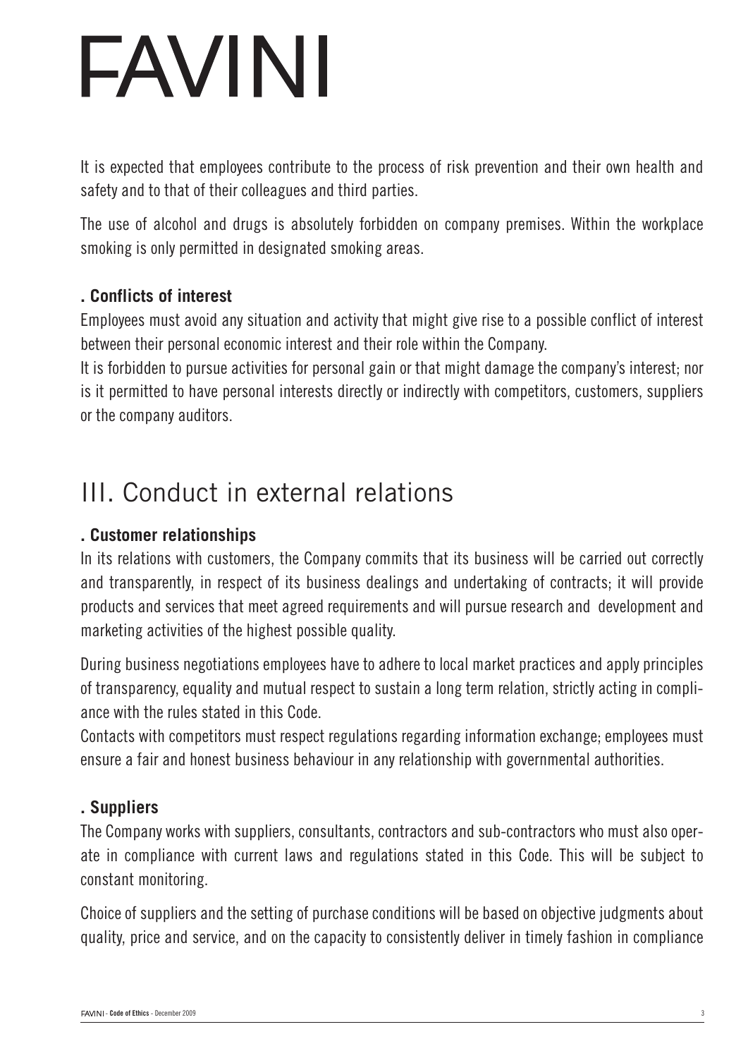It is expected that employees contribute to the process of risk prevention and their own health and safety and to that of their colleagues and third parties.

The use of alcohol and drugs is absolutely forbidden on company premises. Within the workplace smoking is only permitted in designated smoking areas.

### . Conflicts of interest

Employees must avoid any situation and activity that might give rise to a possible conflict of interest between their personal economic interest and their role within the Company.

It is forbidden to pursue activities for personal gain or that might damage the company's interest; nor is it permitted to have personal interests directly or indirectly with competitors, customers, suppliers or the company auditors.

## III. Conduct in external relations

### . Customer relationships

In its relations with customers, the Company commits that its business will be carried out correctly and transparently, in respect of its business dealings and undertaking of contracts; it will provide products and services that meet agreed requirements and will pursue research and development and marketing activities of the highest possible quality.

During business negotiations employees have to adhere to local market practices and apply principles of transparency, equality and mutual respect to sustain a long term relation, strictly acting in compliance with the rules stated in this Code.

Contacts with competitors must respect regulations regarding information exchange; employees must ensure a fair and honest business behaviour in any relationship with governmental authorities.

### . Suppliers

The Company works with suppliers, consultants, contractors and sub-contractors who must also operate in compliance with current laws and regulations stated in this Code. This will be subject to constant monitoring.

Choice of suppliers and the setting of purchase conditions will be based on objective judgments about quality, price and service, and on the capacity to consistently deliver in timely fashion in compliance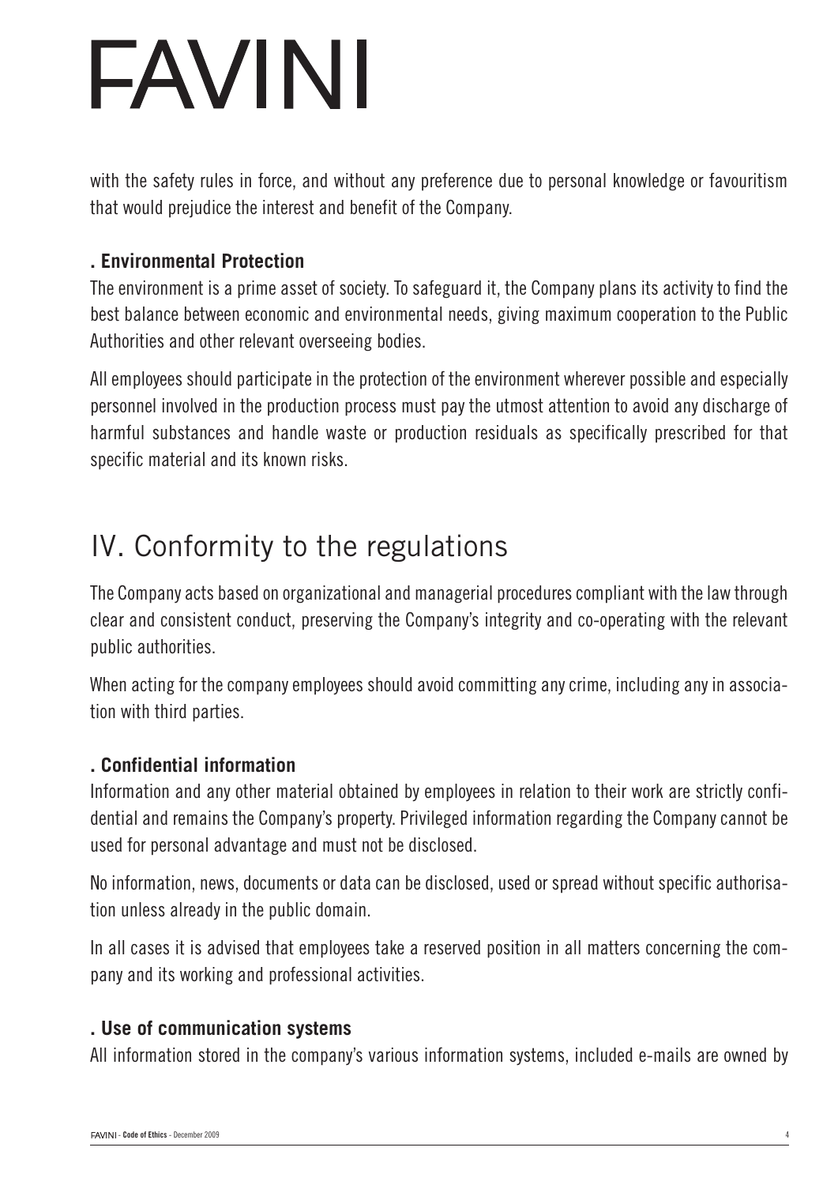with the safety rules in force, and without any preference due to personal knowledge or favouritism that would prejudice the interest and benefit of the Company.

### . Environmental Protection

The environment is a prime asset of society. To safeguard it, the Company plans its activity to find the best balance between economic and environmental needs, giving maximum cooperation to the Public Authorities and other relevant overseeing bodies.

All employees should participate in the protection of the environment wherever possible and especially personnel involved in the production process must pay the utmost attention to avoid any discharge of harmful substances and handle waste or production residuals as specifically prescribed for that specific material and its known risks.

## IV. Conformity to the regulations

The Company acts based on organizational and managerial procedures compliant with the law through clear and consistent conduct, preserving the Company's integrity and co-operating with the relevant public authorities.

When acting for the company employees should avoid committing any crime, including any in association with third parties.

### . Confidential information

Information and any other material obtained by employees in relation to their work are strictly confidential and remains the Company's property. Privileged information regarding the Company cannot be used for personal advantage and must not be disclosed.

No information, news, documents or data can be disclosed, used or spread without specific authorisation unless already in the public domain.

In all cases it is advised that employees take a reserved position in all matters concerning the company and its working and professional activities.

### . Use of communication systems

All information stored in the company's various information systems, included e-mails are owned by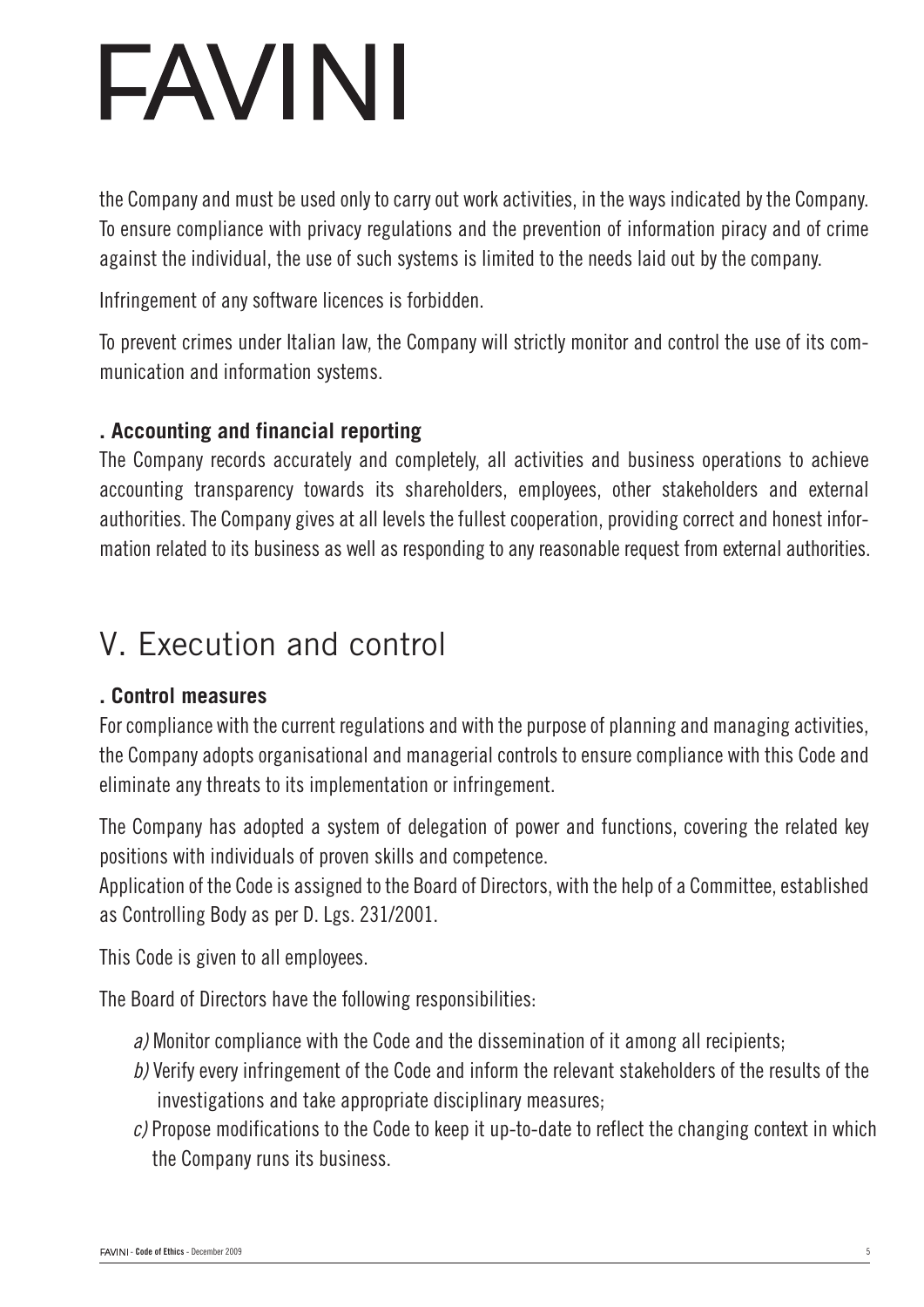the Company and must be used only to carry out work activities, in the ways indicated by the Company. To ensure compliance with privacy regulations and the prevention of information piracy and of crime against the individual, the use of such systems is limited to the needs laid out by the company.

Infringement of any software licences is forbidden.

To prevent crimes under Italian law, the Company will strictly monitor and control the use of its communication and information systems.

### . Accounting and financial reporting

The Company records accurately and completely, all activities and business operations to achieve accounting transparency towards its shareholders, employees, other stakeholders and external authorities. The Company gives at all levels the fullest cooperation, providing correct and honest information related to its business as well as responding to any reasonable request from external authorities.

## V. Execution and control

### . Control measures

For compliance with the current regulations and with the purpose of planning and managing activities, the Company adopts organisational and managerial controls to ensure compliance with this Code and eliminate any threats to its implementation or infringement.

The Company has adopted a system of delegation of power and functions, covering the related key positions with individuals of proven skills and competence.
Application of the Code is assigned to the Board of Directors, with the help of a Committee, established as Controlling Body as per D. Lgs. 231/2001.

This Code is given to all employees.

The Board of Directors have the following responsibilities:

*a)* Monitor compliance with the Code and the dissemination of it among all recipients;
*b)* Verify every infringement of the Code and inform the relevant stakeholders of the results of the investigations and take appropriate disciplinary measures;
*c)* Propose modifications to the Code to keep it up-to-date to reflect the changing context in which the Company runs its business.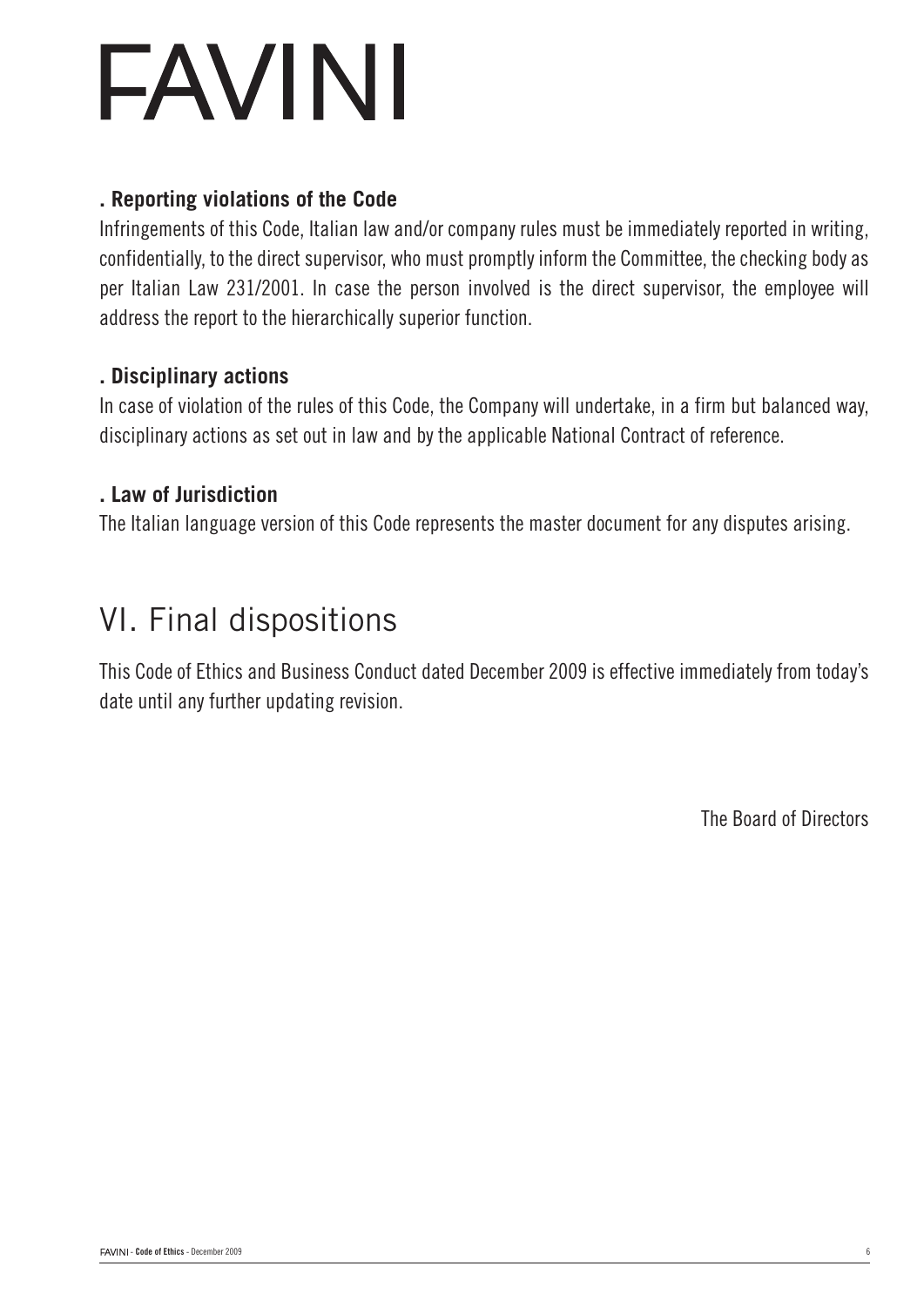FAVINI

### . Reporting violations of the Code

Infringements of this Code, Italian law and/or company rules must be immediately reported in writing, confidentially, to the direct supervisor, who must promptly inform the Committee, the checking body as per Italian Law 231/2001. In case the person involved is the direct supervisor, the employee will address the report to the hierarchically superior function.

### . Disciplinary actions

In case of violation of the rules of this Code, the Company will undertake, in a firm but balanced way, disciplinary actions as set out in law and by the applicable National Contract of reference.

### . Law of Jurisdiction

The Italian language version of this Code represents the master document for any disputes arising.

## VI. Final dispositions

This Code of Ethics and Business Conduct dated December 2009 is effective immediately from today's date until any further updating revision.

The Board of Directors